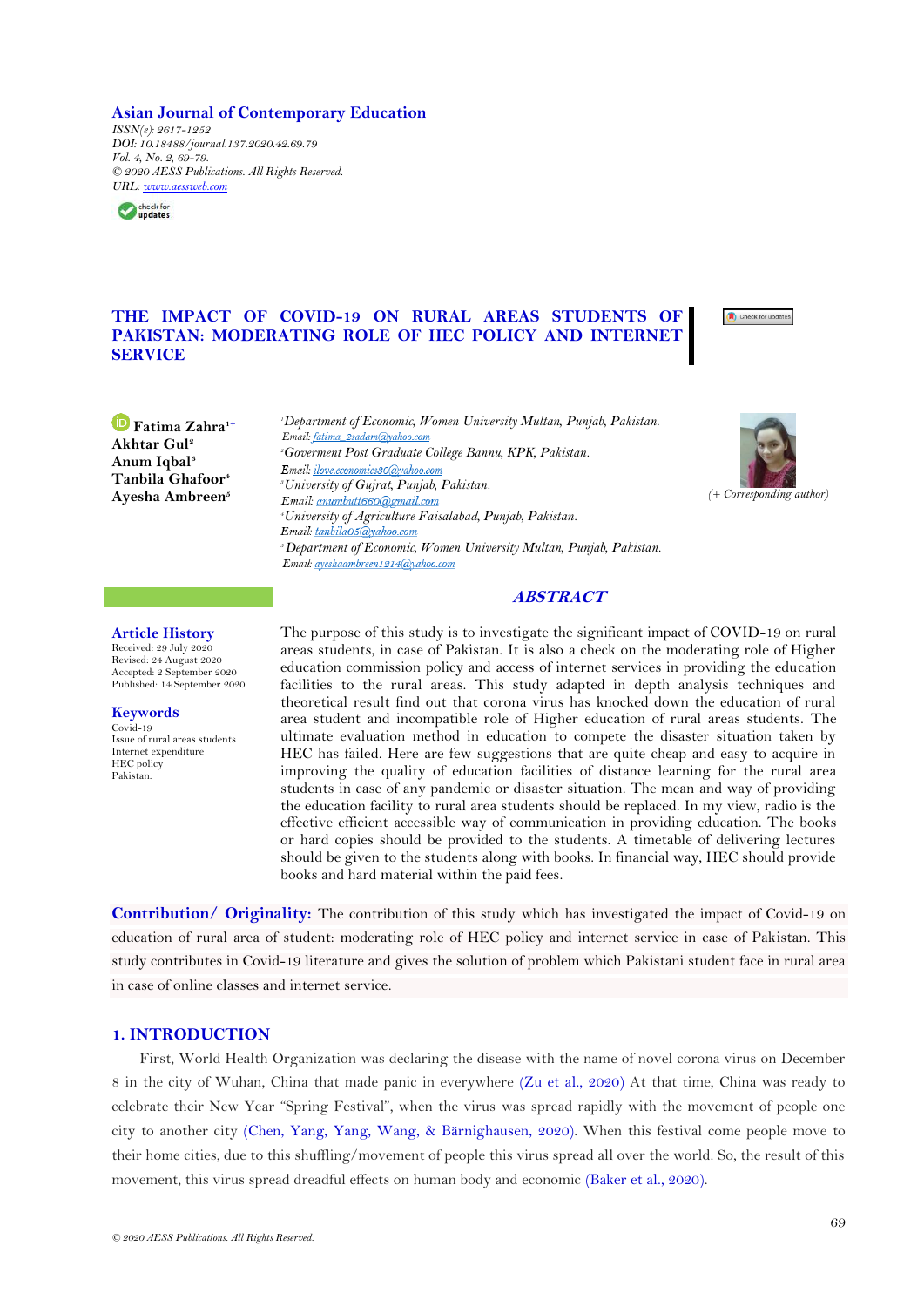# Asian Journal of Contemporary Education

*ISSN(e): 2617-1252*
*DOI: 10.18488/journal.137.2020.42.69.79*
*Vol. 4, No. 2, 69-79.*
*© 2020 AESS Publications. All Rights Reserved.*
*URL: www.aessweb.com*

# THE IMPACT OF COVID-19 ON RURAL AREAS STUDENTS OF PAKISTAN: MODERATING ROLE OF HEC POLICY AND INTERNET SERVICE

**Fatima Zahra**[1+]
**Akhtar Gul**[2]
**Anum Iqbal**[3]
**Tanbila Ghafoor**[4]
**Ayesha Ambreen**[5]

[1]*Department of Economic, Women University Multan, Punjab, Pakistan.*
*Email: fatima_2sadam@yahoo.com*
[2]*Goverment Post Graduate College Bannu, KPK, Pakistan.*
*Email: ilove.economics30@yahoo.com*
[3]*University of Gujrat, Punjab, Pakistan.*
*Email: anumbutt660@gmail.com*
[4]*University of Agriculture Faisalabad, Punjab, Pakistan.*
*Email: tanbila05@yahoo.com*
[5]*Department of Economic, Women University Multan, Punjab, Pakistan.*
*Email: ayeshaambreen1214@yahoo.com*

*(+ Corresponding author)*

## Article History

Received: 29 July 2020
Revised: 24 August 2020
Accepted: 2 September 2020
Published: 14 September 2020

## Keywords

Covid-19
Issue of rural areas students
Internet expenditure
HEC policy
Pakistan.

## ABSTRACT

The purpose of this study is to investigate the significant impact of COVID-19 on rural areas students, in case of Pakistan. It is also a check on the moderating role of Higher education commission policy and access of internet services in providing the education facilities to the rural areas. This study adapted in depth analysis techniques and theoretical result find out that corona virus has knocked down the education of rural area student and incompatible role of Higher education of rural areas students. The ultimate evaluation method in education to compete the disaster situation taken by HEC has failed. Here are few suggestions that are quite cheap and easy to acquire in improving the quality of education facilities of distance learning for the rural area students in case of any pandemic or disaster situation. The mean and way of providing the education facility to rural area students should be replaced. In my view, radio is the effective efficient accessible way of communication in providing education. The books or hard copies should be provided to the students. A timetable of delivering lectures should be given to the students along with books. In financial way, HEC should provide books and hard material within the paid fees.

**Contribution/ Originality:** The contribution of this study which has investigated the impact of Covid-19 on education of rural area of student: moderating role of HEC policy and internet service in case of Pakistan. This study contributes in Covid-19 literature and gives the solution of problem which Pakistani student face in rural area in case of online classes and internet service.

## 1. INTRODUCTION

First, World Health Organization was declaring the disease with the name of novel corona virus on December 8 in the city of Wuhan, China that made panic in everywhere (Zu et al., 2020) At that time, China was ready to celebrate their New Year "Spring Festival", when the virus was spread rapidly with the movement of people one city to another city (Chen, Yang, Yang, Wang, & Bärnighausen, 2020). When this festival come people move to their home cities, due to this shuffling/movement of people this virus spread all over the world. So, the result of this movement, this virus spread dreadful effects on human body and economic (Baker et al., 2020).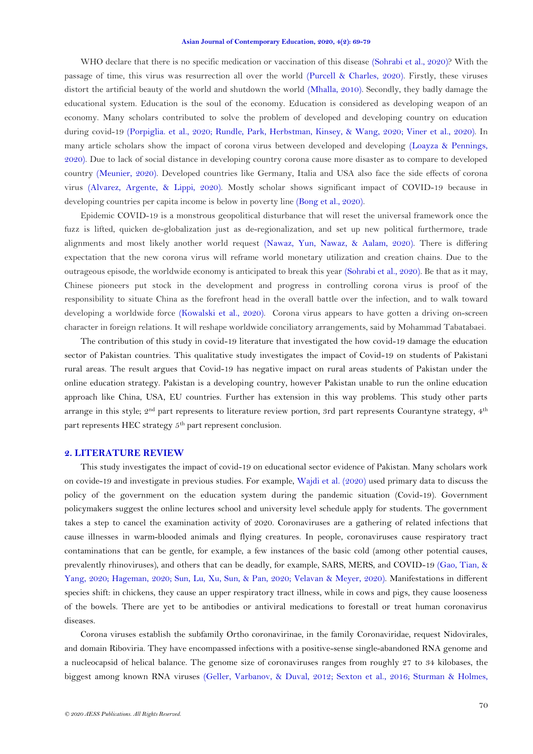WHO declare that there is no specific medication or vaccination of this disease (Sohrabi et al., 2020)? With the passage of time, this virus was resurrection all over the world (Purcell & Charles, 2020). Firstly, these viruses distort the artificial beauty of the world and shutdown the world (Mhalla, 2010). Secondly, they badly damage the educational system. Education is the soul of the economy. Education is considered as developing weapon of an economy. Many scholars contributed to solve the problem of developed and developing country on education during covid-19 (Porpiglia. et al., 2020; Rundle, Park, Herbstman, Kinsey, & Wang, 2020; Viner et al., 2020). In many article scholars show the impact of corona virus between developed and developing (Loayza & Pennings, 2020). Due to lack of social distance in developing country corona cause more disaster as to compare to developed country (Meunier, 2020). Developed countries like Germany, Italia and USA also face the side effects of corona virus (Alvarez, Argente, & Lippi, 2020). Mostly scholar shows significant impact of COVID-19 because in developing countries per capita income is below in poverty line (Bong et al., 2020).

Epidemic COVID-19 is a monstrous geopolitical disturbance that will reset the universal framework once the fuzz is lifted, quicken de-globalization just as de-regionalization, and set up new political furthermore, trade alignments and most likely another world request (Nawaz, Yun, Nawaz, & Aalam, 2020). There is differing expectation that the new corona virus will reframe world monetary utilization and creation chains. Due to the outrageous episode, the worldwide economy is anticipated to break this year (Sohrabi et al., 2020). Be that as it may, Chinese pioneers put stock in the development and progress in controlling corona virus is proof of the responsibility to situate China as the forefront head in the overall battle over the infection, and to walk toward developing a worldwide force (Kowalski et al., 2020). Corona virus appears to have gotten a driving on-screen character in foreign relations. It will reshape worldwide conciliatory arrangements, said by Mohammad Tabatabaei.

The contribution of this study in covid-19 literature that investigated the how covid-19 damage the education sector of Pakistan countries. This qualitative study investigates the impact of Covid-19 on students of Pakistani rural areas. The result argues that Covid-19 has negative impact on rural areas students of Pakistan under the online education strategy. Pakistan is a developing country, however Pakistan unable to run the online education approach like China, USA, EU countries. Further has extension in this way problems. This study other parts arrange in this style; 2nd part represents to literature review portion, 3rd part represents Courantyne strategy, 4th part represents HEC strategy 5th part represent conclusion.

## 2. LITERATURE REVIEW

This study investigates the impact of covid-19 on educational sector evidence of Pakistan. Many scholars work on covide-19 and investigate in previous studies. For example, Wajdi et al. (2020) used primary data to discuss the policy of the government on the education system during the pandemic situation (Covid-19). Government policymakers suggest the online lectures school and university level schedule apply for students. The government takes a step to cancel the examination activity of 2020. Coronaviruses are a gathering of related infections that cause illnesses in warm-blooded animals and flying creatures. In people, coronaviruses cause respiratory tract contaminations that can be gentle, for example, a few instances of the basic cold (among other potential causes, prevalently rhinoviruses), and others that can be deadly, for example, SARS, MERS, and COVID-19 (Gao, Tian, & Yang, 2020; Hageman, 2020; Sun, Lu, Xu, Sun, & Pan, 2020; Velavan & Meyer, 2020). Manifestations in different species shift: in chickens, they cause an upper respiratory tract illness, while in cows and pigs, they cause looseness of the bowels. There are yet to be antibodies or antiviral medications to forestall or treat human coronavirus diseases.

Corona viruses establish the subfamily Ortho coronavirinae, in the family Coronaviridae, request Nidovirales, and domain Riboviria. They have encompassed infections with a positive-sense single-abandoned RNA genome and a nucleocapsid of helical balance. The genome size of coronaviruses ranges from roughly 27 to 34 kilobases, the biggest among known RNA viruses (Geller, Varbanov, & Duval, 2012; Sexton et al., 2016; Sturman & Holmes,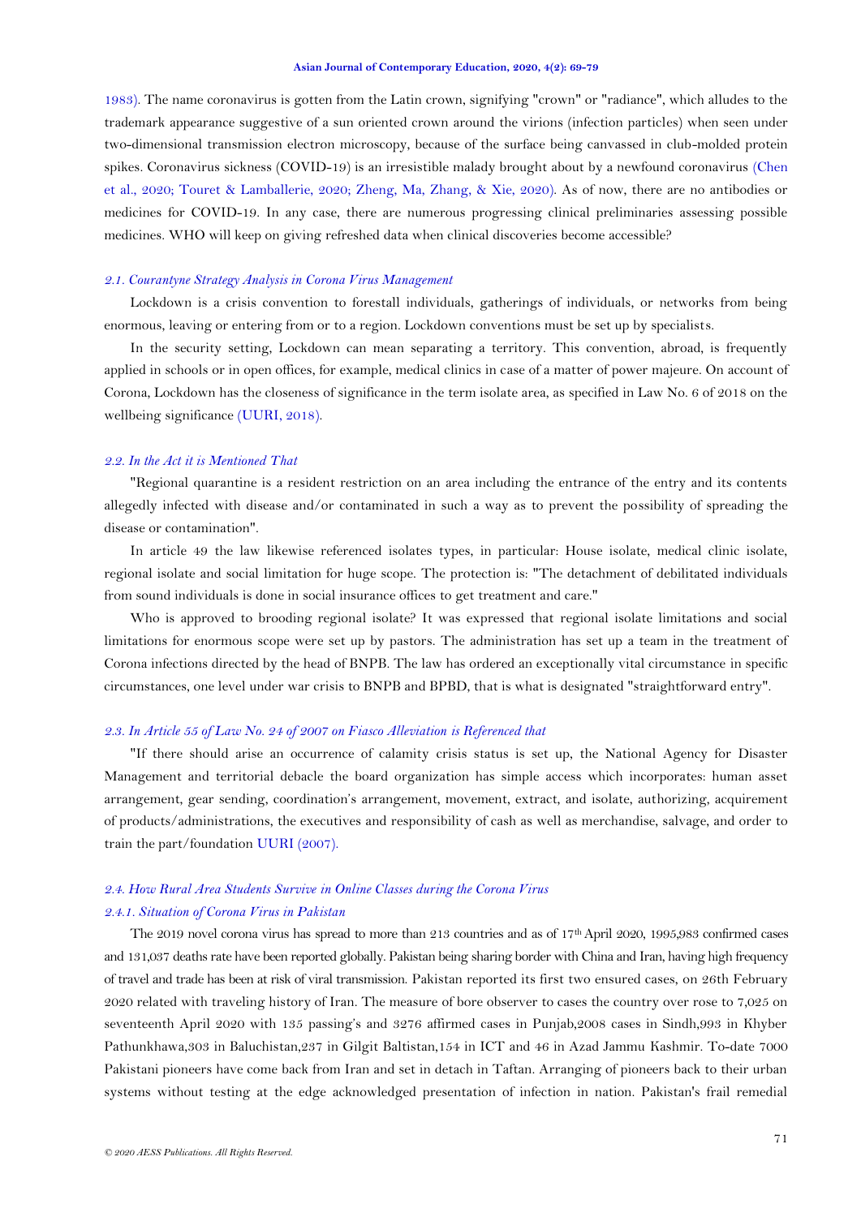1983). The name coronavirus is gotten from the Latin crown, signifying "crown" or "radiance", which alludes to the trademark appearance suggestive of a sun oriented crown around the virions (infection particles) when seen under two-dimensional transmission electron microscopy, because of the surface being canvassed in club-molded protein spikes. Coronavirus sickness (COVID-19) is an irresistible malady brought about by a newfound coronavirus (Chen et al., 2020; Touret & Lamballerie, 2020; Zheng, Ma, Zhang, & Xie, 2020). As of now, there are no antibodies or medicines for COVID-19. In any case, there are numerous progressing clinical preliminaries assessing possible medicines. WHO will keep on giving refreshed data when clinical discoveries become accessible?

### *2.1. Courantyne Strategy Analysis in Corona Virus Management*

Lockdown is a crisis convention to forestall individuals, gatherings of individuals, or networks from being enormous, leaving or entering from or to a region. Lockdown conventions must be set up by specialists.

In the security setting, Lockdown can mean separating a territory. This convention, abroad, is frequently applied in schools or in open offices, for example, medical clinics in case of a matter of power majeure. On account of Corona, Lockdown has the closeness of significance in the term isolate area, as specified in Law No. 6 of 2018 on the wellbeing significance (UURI, 2018).

### *2.2. In the Act it is Mentioned That*

"Regional quarantine is a resident restriction on an area including the entrance of the entry and its contents allegedly infected with disease and/or contaminated in such a way as to prevent the possibility of spreading the disease or contamination".

In article 49 the law likewise referenced isolates types, in particular: House isolate, medical clinic isolate, regional isolate and social limitation for huge scope. The protection is: "The detachment of debilitated individuals from sound individuals is done in social insurance offices to get treatment and care."

Who is approved to brooding regional isolate? It was expressed that regional isolate limitations and social limitations for enormous scope were set up by pastors. The administration has set up a team in the treatment of Corona infections directed by the head of BNPB. The law has ordered an exceptionally vital circumstance in specific circumstances, one level under war crisis to BNPB and BPBD, that is what is designated "straightforward entry".

### *2.3. In Article 55 of Law No. 24 of 2007 on Fiasco Alleviation is Referenced that*

"If there should arise an occurrence of calamity crisis status is set up, the National Agency for Disaster Management and territorial debacle the board organization has simple access which incorporates: human asset arrangement, gear sending, coordination's arrangement, movement, extract, and isolate, authorizing, acquirement of products/administrations, the executives and responsibility of cash as well as merchandise, salvage, and order to train the part/foundation UURI (2007).

### *2.4. How Rural Area Students Survive in Online Classes during the Corona Virus*

#### *2.4.1. Situation of Corona Virus in Pakistan*

The 2019 novel corona virus has spread to more than 213 countries and as of 17th April 2020, 1995,983 confirmed cases and 131,037 deaths rate have been reported globally. Pakistan being sharing border with China and Iran, having high frequency of travel and trade has been at risk of viral transmission. Pakistan reported its first two ensured cases, on 26th February 2020 related with traveling history of Iran. The measure of bore observer to cases the country over rose to 7,025 on seventeenth April 2020 with 135 passing's and 3276 affirmed cases in Punjab,2008 cases in Sindh,993 in Khyber Pathunkhawa,303 in Baluchistan,237 in Gilgit Baltistan,154 in ICT and 46 in Azad Jammu Kashmir. To-date 7000 Pakistani pioneers have come back from Iran and set in detach in Taftan. Arranging of pioneers back to their urban systems without testing at the edge acknowledged presentation of infection in nation. Pakistan's frail remedial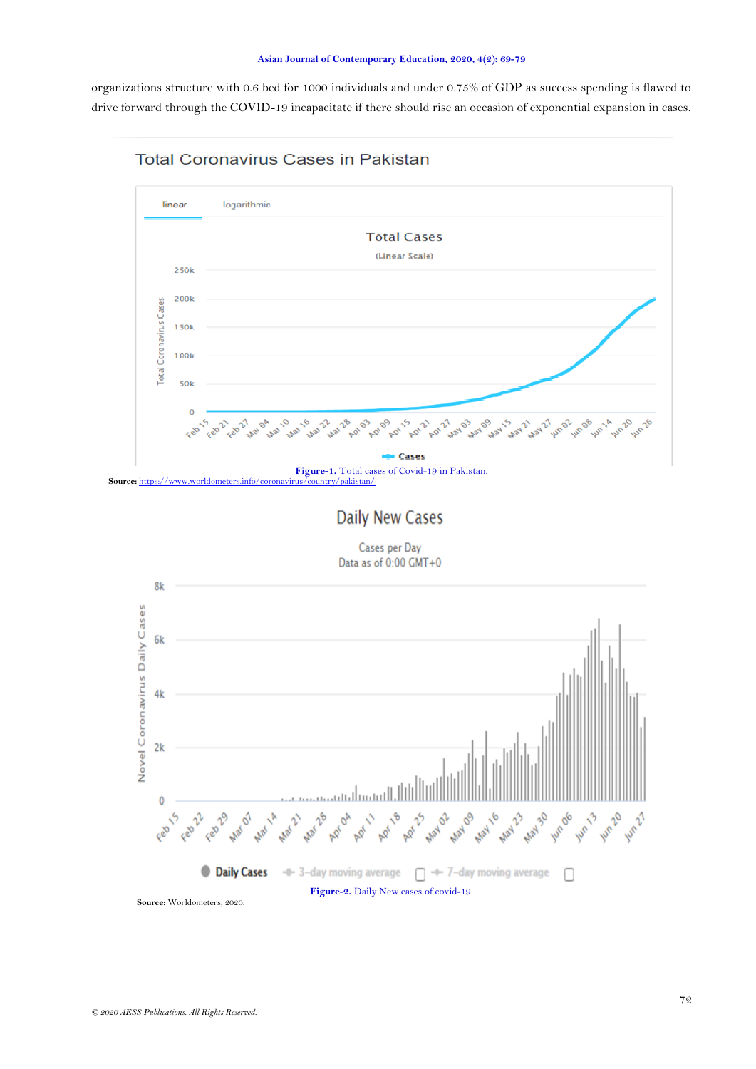organizations structure with 0.6 bed for 1000 individuals and under 0.75% of GDP as success spending is flawed to drive forward through the COVID-19 incapacitate if there should rise an occasion of exponential expansion in cases.

**Figure-1.** Total cases of Covid-19 in Pakistan.

**Source:** https://www.worldometers.info/coronavirus/country/pakistan/

**Figure-2.** Daily New cases of covid-19.

**Source:** Worldometers, 2020.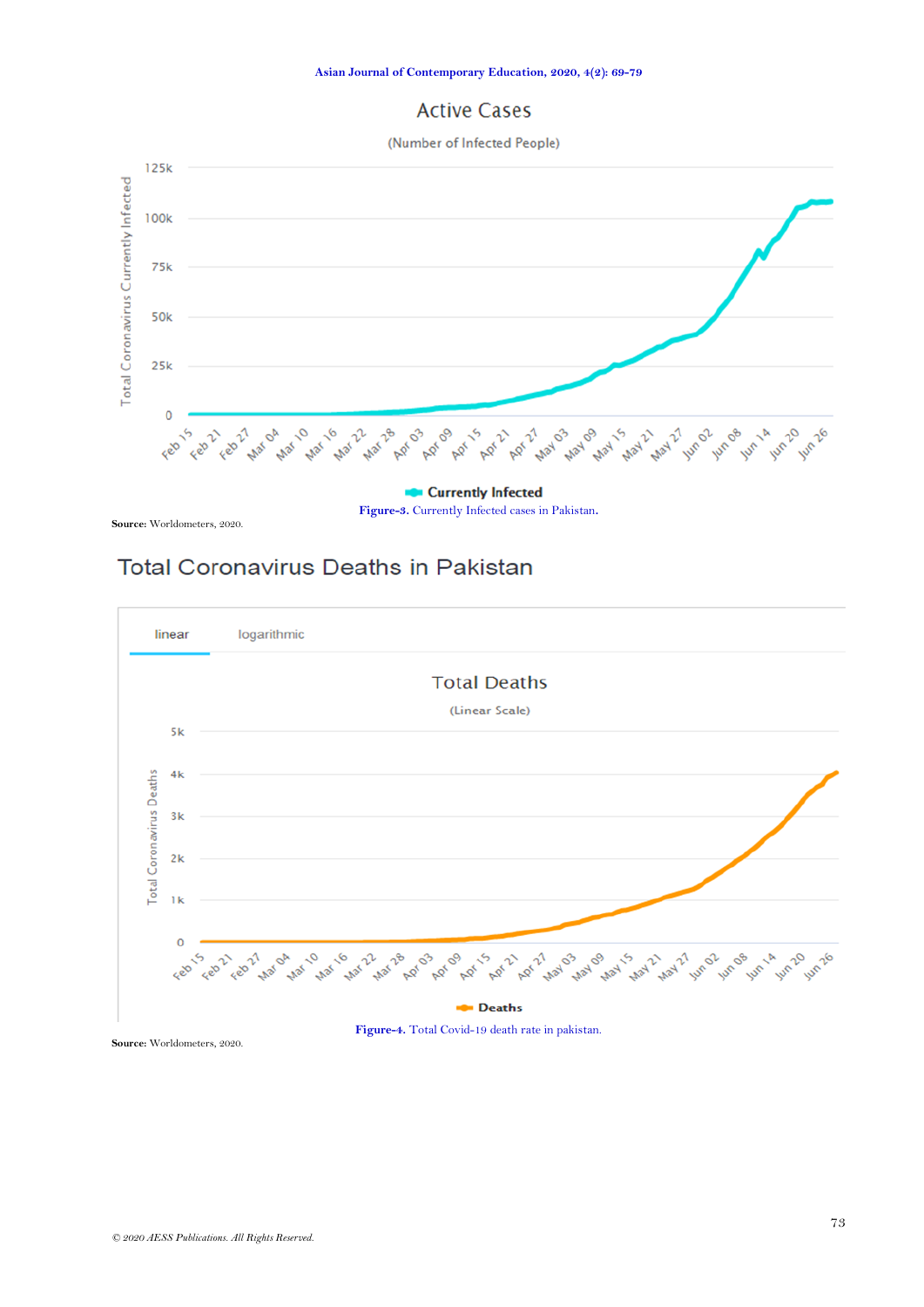Source: Worldometers, 2020.

Figure-3. Currently Infected cases in Pakistan.

## Total Coronavirus Deaths in Pakistan

Source: Worldometers, 2020.

Figure-4. Total Covid-19 death rate in pakistan.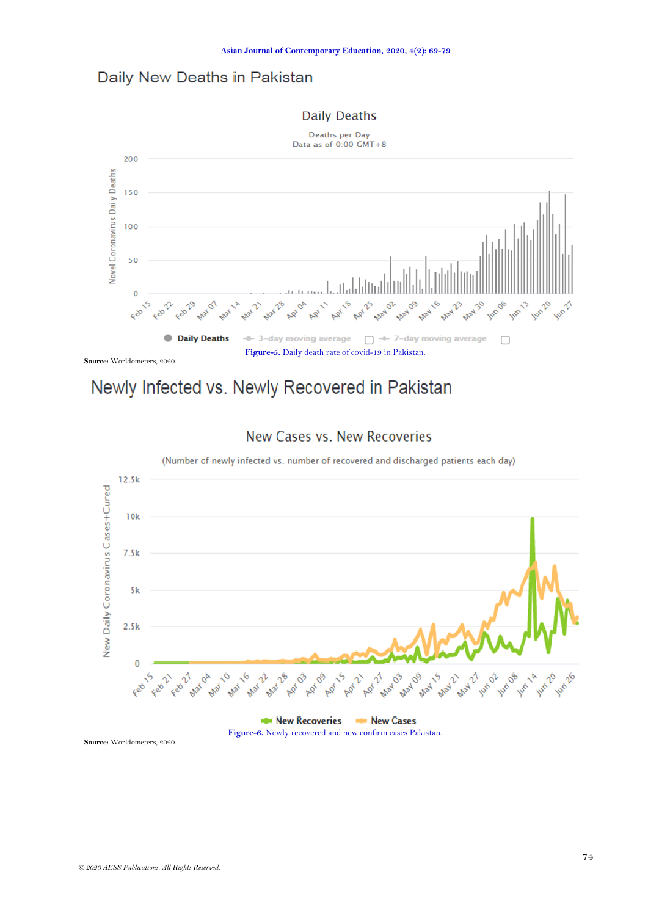Daily New Deaths in Pakistan

Figure-5. Daily death rate of covid-19 in Pakistan.

**Source:** Worldometers, 2020.

Newly Infected vs. Newly Recovered in Pakistan

Figure-6. Newly recovered and new confirm cases Pakistan.

**Source:** Worldometers, 2020.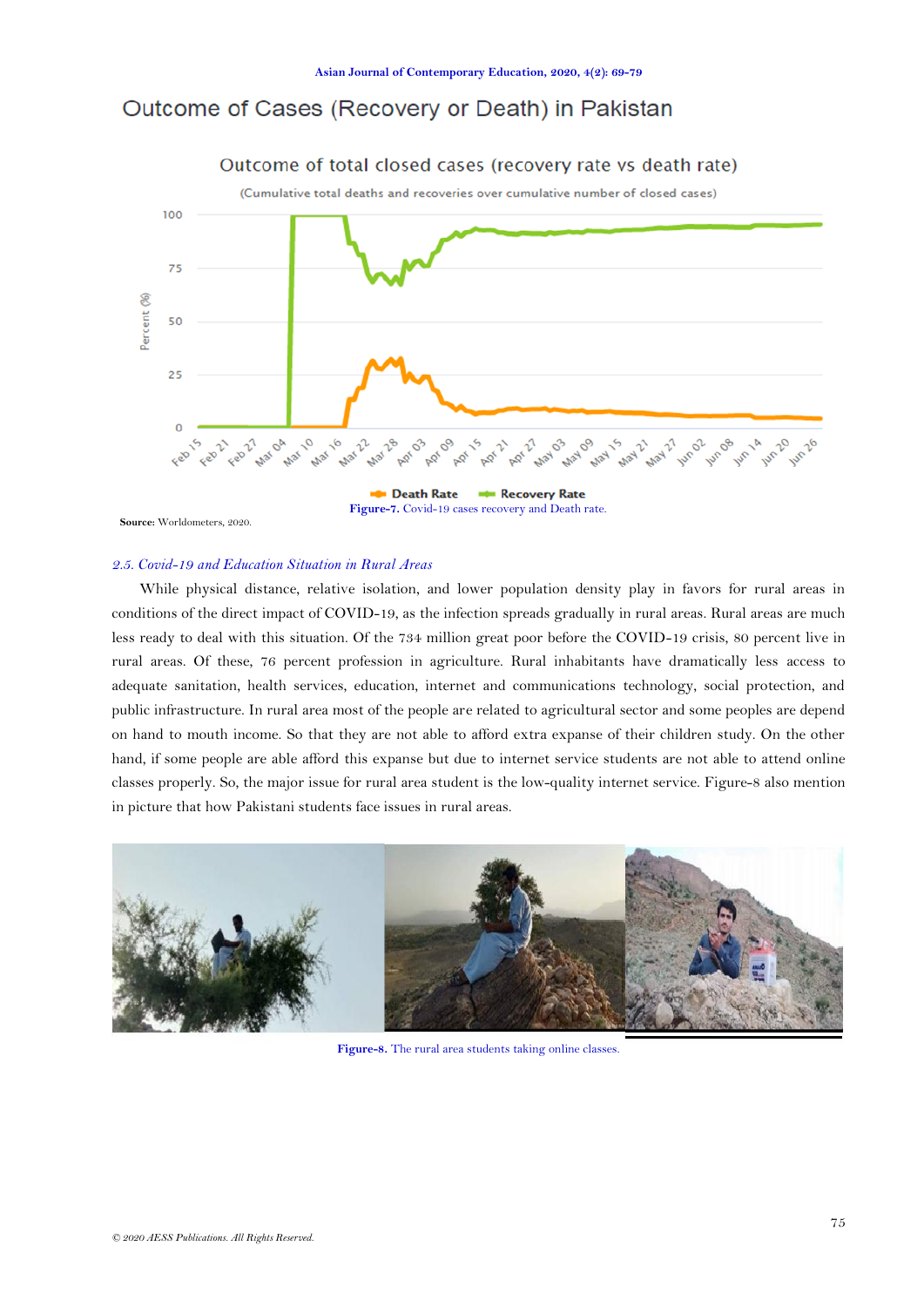## Outcome of Cases (Recovery or Death) in Pakistan

Figure-7. Covid-19 cases recovery and Death rate.

**Source:** Worldometers, 2020.

### *2.5. Covid-19 and Education Situation in Rural Areas*

While physical distance, relative isolation, and lower population density play in favors for rural areas in conditions of the direct impact of COVID-19, as the infection spreads gradually in rural areas. Rural areas are much less ready to deal with this situation. Of the 734 million great poor before the COVID-19 crisis, 80 percent live in rural areas. Of these, 76 percent profession in agriculture. Rural inhabitants have dramatically less access to adequate sanitation, health services, education, internet and communications technology, social protection, and public infrastructure. In rural area most of the people are related to agricultural sector and some peoples are depend on hand to mouth income. So that they are not able to afford extra expanse of their children study. On the other hand, if some people are able afford this expanse but due to internet service students are not able to attend online classes properly. So, the major issue for rural area student is the low-quality internet service. Figure-8 also mention in picture that how Pakistani students face issues in rural areas.

**Figure-8.** The rural area students taking online classes.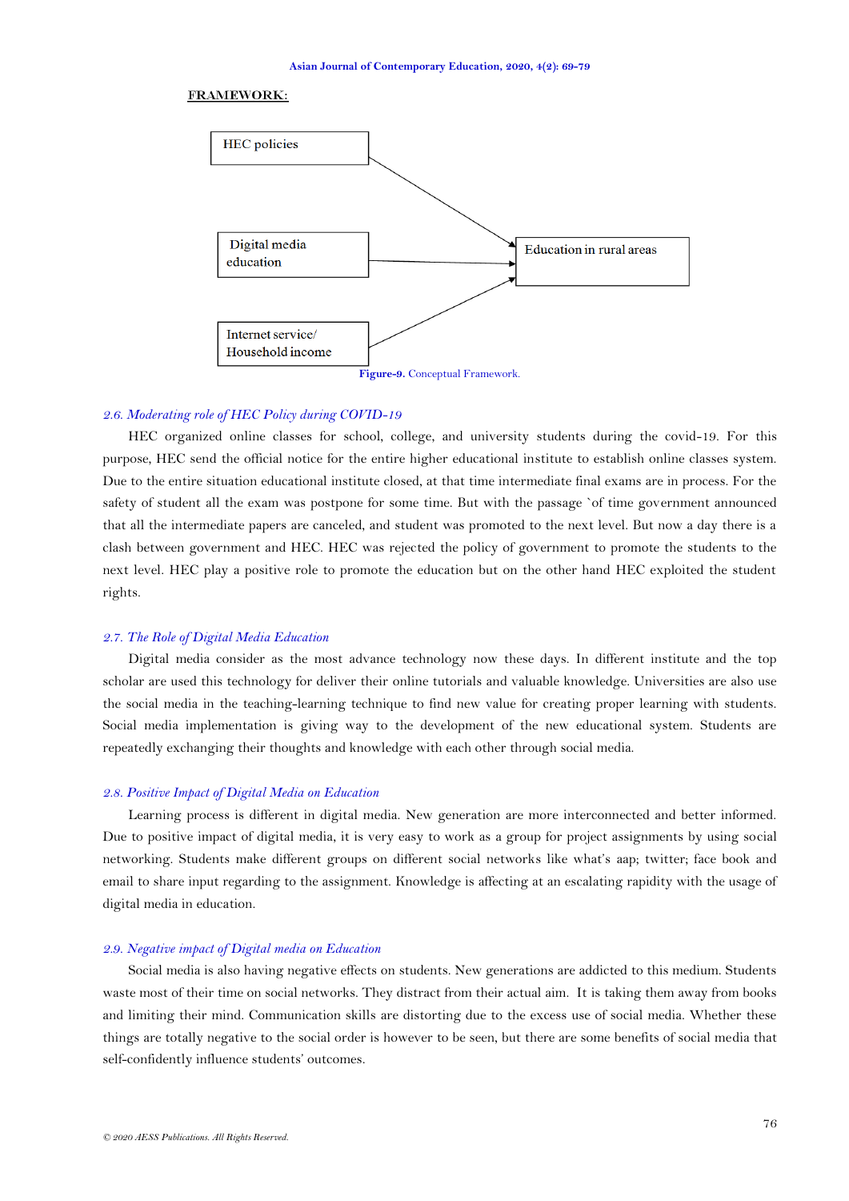**FRAMEWORK:**

HEC policies

Digital media education

Internet service/ Household income

Education in rural areas

**Figure-9.** Conceptual Framework.

### *2.6. Moderating role of HEC Policy during COVID-19*

HEC organized online classes for school, college, and university students during the covid-19. For this purpose, HEC send the official notice for the entire higher educational institute to establish online classes system. Due to the entire situation educational institute closed, at that time intermediate final exams are in process. For the safety of student all the exam was postpone for some time. But with the passage `of time government announced that all the intermediate papers are canceled, and student was promoted to the next level. But now a day there is a clash between government and HEC. HEC was rejected the policy of government to promote the students to the next level. HEC play a positive role to promote the education but on the other hand HEC exploited the student rights.

### *2.7. The Role of Digital Media Education*

Digital media consider as the most advance technology now these days. In different institute and the top scholar are used this technology for deliver their online tutorials and valuable knowledge. Universities are also use the social media in the teaching-learning technique to find new value for creating proper learning with students. Social media implementation is giving way to the development of the new educational system. Students are repeatedly exchanging their thoughts and knowledge with each other through social media.

### *2.8. Positive Impact of Digital Media on Education*

Learning process is different in digital media. New generation are more interconnected and better informed. Due to positive impact of digital media, it is very easy to work as a group for project assignments by using social networking. Students make different groups on different social networks like what's aap; twitter; face book and email to share input regarding to the assignment. Knowledge is affecting at an escalating rapidity with the usage of digital media in education.

### *2.9. Negative impact of Digital media on Education*

Social media is also having negative effects on students. New generations are addicted to this medium. Students waste most of their time on social networks. They distract from their actual aim. It is taking them away from books and limiting their mind. Communication skills are distorting due to the excess use of social media. Whether these things are totally negative to the social order is however to be seen, but there are some benefits of social media that self-confidently influence students' outcomes.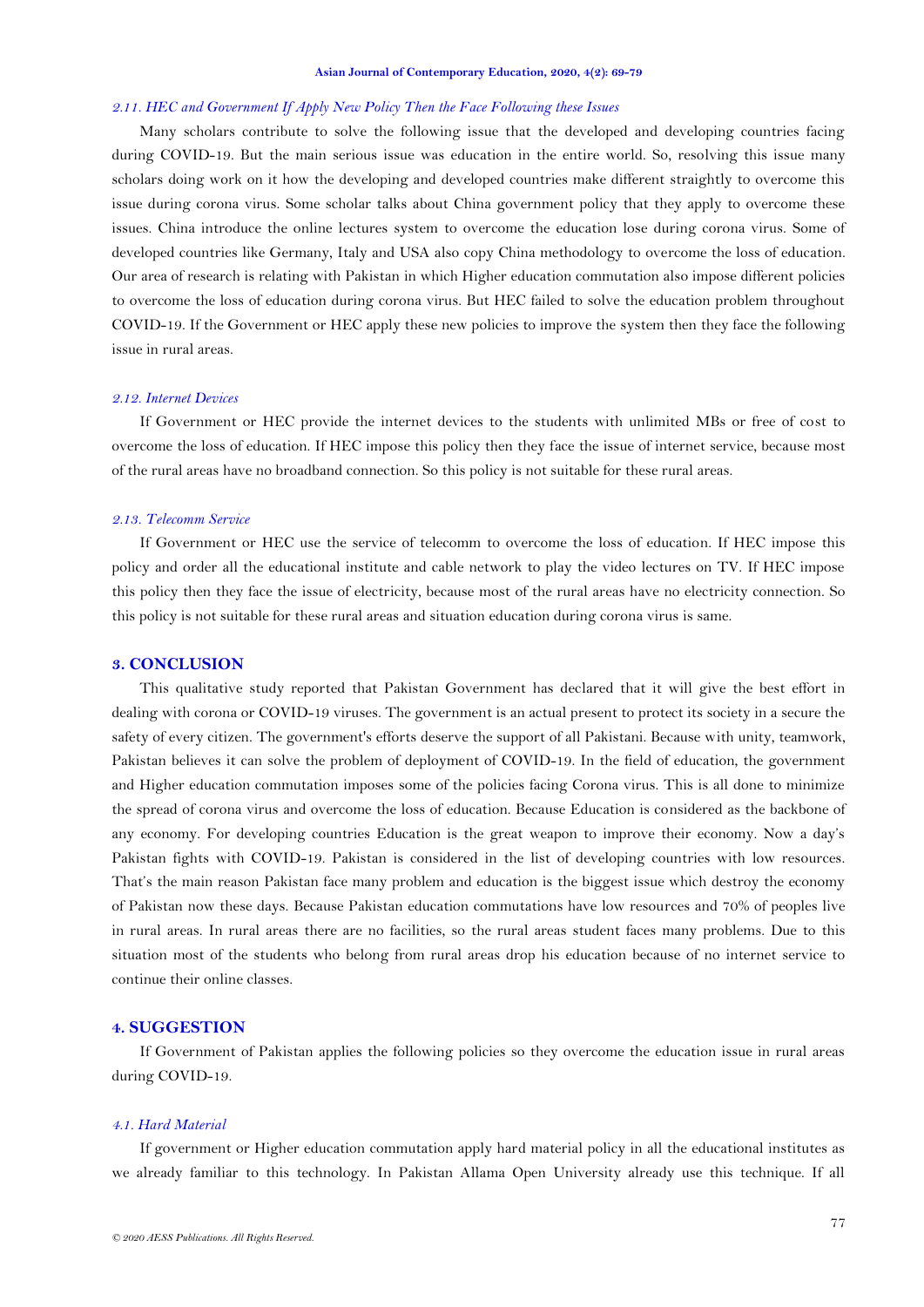### *2.11. HEC and Government If Apply New Policy Then the Face Following these Issues*

Many scholars contribute to solve the following issue that the developed and developing countries facing during COVID-19. But the main serious issue was education in the entire world. So, resolving this issue many scholars doing work on it how the developing and developed countries make different straightly to overcome this issue during corona virus. Some scholar talks about China government policy that they apply to overcome these issues. China introduce the online lectures system to overcome the education lose during corona virus. Some of developed countries like Germany, Italy and USA also copy China methodology to overcome the loss of education. Our area of research is relating with Pakistan in which Higher education commutation also impose different policies to overcome the loss of education during corona virus. But HEC failed to solve the education problem throughout COVID-19. If the Government or HEC apply these new policies to improve the system then they face the following issue in rural areas.

### *2.12. Internet Devices*

If Government or HEC provide the internet devices to the students with unlimited MBs or free of cost to overcome the loss of education. If HEC impose this policy then they face the issue of internet service, because most of the rural areas have no broadband connection. So this policy is not suitable for these rural areas.

### *2.13. Telecomm Service*

If Government or HEC use the service of telecomm to overcome the loss of education. If HEC impose this policy and order all the educational institute and cable network to play the video lectures on TV. If HEC impose this policy then they face the issue of electricity, because most of the rural areas have no electricity connection. So this policy is not suitable for these rural areas and situation education during corona virus is same.

## 3. CONCLUSION

This qualitative study reported that Pakistan Government has declared that it will give the best effort in dealing with corona or COVID-19 viruses. The government is an actual present to protect its society in a secure the safety of every citizen. The government's efforts deserve the support of all Pakistani. Because with unity, teamwork, Pakistan believes it can solve the problem of deployment of COVID-19. In the field of education, the government and Higher education commutation imposes some of the policies facing Corona virus. This is all done to minimize the spread of corona virus and overcome the loss of education. Because Education is considered as the backbone of any economy. For developing countries Education is the great weapon to improve their economy. Now a day's Pakistan fights with COVID-19. Pakistan is considered in the list of developing countries with low resources. That's the main reason Pakistan face many problem and education is the biggest issue which destroy the economy of Pakistan now these days. Because Pakistan education commutations have low resources and 70% of peoples live in rural areas. In rural areas there are no facilities, so the rural areas student faces many problems. Due to this situation most of the students who belong from rural areas drop his education because of no internet service to continue their online classes.

## 4. SUGGESTION

If Government of Pakistan applies the following policies so they overcome the education issue in rural areas during COVID-19.

### *4.1. Hard Material*

If government or Higher education commutation apply hard material policy in all the educational institutes as we already familiar to this technology. In Pakistan Allama Open University already use this technique. If all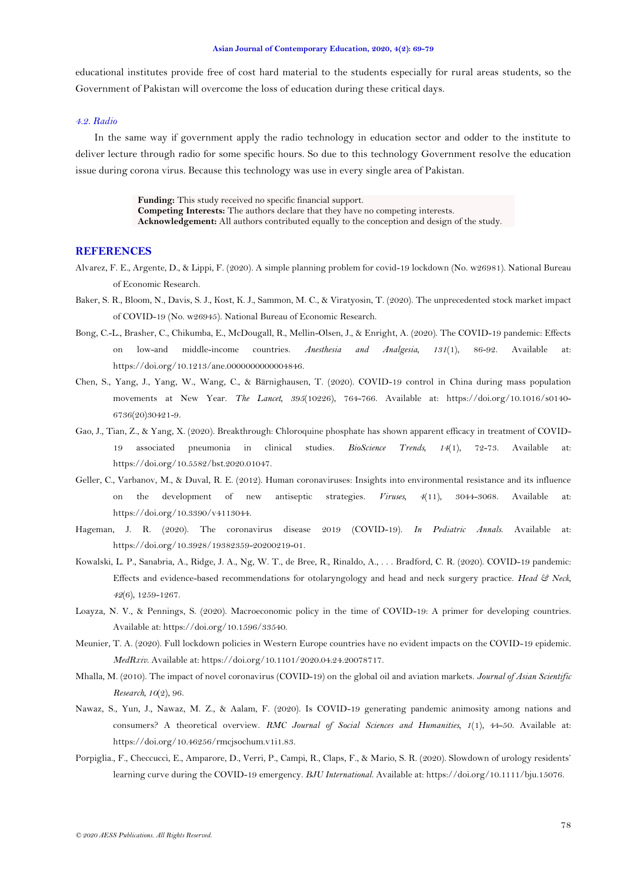educational institutes provide free of cost hard material to the students especially for rural areas students, so the Government of Pakistan will overcome the loss of education during these critical days.

### *4.2. Radio*

In the same way if government apply the radio technology in education sector and odder to the institute to deliver lecture through radio for some specific hours. So due to this technology Government resolve the education issue during corona virus. Because this technology was use in every single area of Pakistan.

**Funding:** This study received no specific financial support.
**Competing Interests:** The authors declare that they have no competing interests.
**Acknowledgement:** All authors contributed equally to the conception and design of the study.

## REFERENCES

Alvarez, F. E., Argente, D., & Lippi, F. (2020). A simple planning problem for covid-19 lockdown (No. w26981). National Bureau of Economic Research.

Baker, S. R., Bloom, N., Davis, S. J., Kost, K. J., Sammon, M. C., & Viratyosin, T. (2020). The unprecedented stock market impact of COVID-19 (No. w26945). National Bureau of Economic Research.

Bong, C.-L., Brasher, C., Chikumba, E., McDougall, R., Mellin-Olsen, J., & Enright, A. (2020). The COVID-19 pandemic: Effects on low-and middle-income countries. *Anesthesia and Analgesia*, *131*(1), 86-92. Available at: https://doi.org/10.1213/ane.0000000000004846.

Chen, S., Yang, J., Yang, W., Wang, C., & Bärnighausen, T. (2020). COVID-19 control in China during mass population movements at New Year. *The Lancet*, *395*(10226), 764-766. Available at: https://doi.org/10.1016/s0140-6736(20)30421-9.

Gao, J., Tian, Z., & Yang, X. (2020). Breakthrough: Chloroquine phosphate has shown apparent efficacy in treatment of COVID-19 associated pneumonia in clinical studies. *BioScience Trends*, *14*(1), 72-73. Available at: https://doi.org/10.5582/bst.2020.01047.

Geller, C., Varbanov, M., & Duval, R. E. (2012). Human coronaviruses: Insights into environmental resistance and its influence on the development of new antiseptic strategies. *Viruses*, *4*(11), 3044-3068. Available at: https://doi.org/10.3390/v4113044.

Hageman, J. R. (2020). The coronavirus disease 2019 (COVID-19). *In Pediatric Annals*. Available at: https://doi.org/10.3928/19382359-20200219-01.

Kowalski, L. P., Sanabria, A., Ridge, J. A., Ng, W. T., de Bree, R., Rinaldo, A., . . . Bradford, C. R. (2020). COVID-19 pandemic: Effects and evidence-based recommendations for otolaryngology and head and neck surgery practice. *Head & Neck*, *42*(6), 1259-1267.

Loayza, N. V., & Pennings, S. (2020). Macroeconomic policy in the time of COVID-19: A primer for developing countries. Available at: https://doi.org/10.1596/33540.

Meunier, T. A. (2020). Full lockdown policies in Western Europe countries have no evident impacts on the COVID-19 epidemic. *MedRxiv*. Available at: https://doi.org/10.1101/2020.04.24.20078717.

Mhalla, M. (2010). The impact of novel coronavirus (COVID-19) on the global oil and aviation markets. *Journal of Asian Scientific Research*, *10*(2), 96.

Nawaz, S., Yun, J., Nawaz, M. Z., & Aalam, F. (2020). Is COVID-19 generating pandemic animosity among nations and consumers? A theoretical overview. *RMC Journal of Social Sciences and Humanities*, *1*(1), 44-50. Available at: https://doi.org/10.46256/rmcjsochum.v1i1.83.

Porpiglia., F., Checcucci, E., Amparore, D., Verri, P., Campi, R., Claps, F., & Mario, S. R. (2020). Slowdown of urology residents' learning curve during the COVID-19 emergency. *BJU International*. Available at: https://doi.org/10.1111/bju.15076.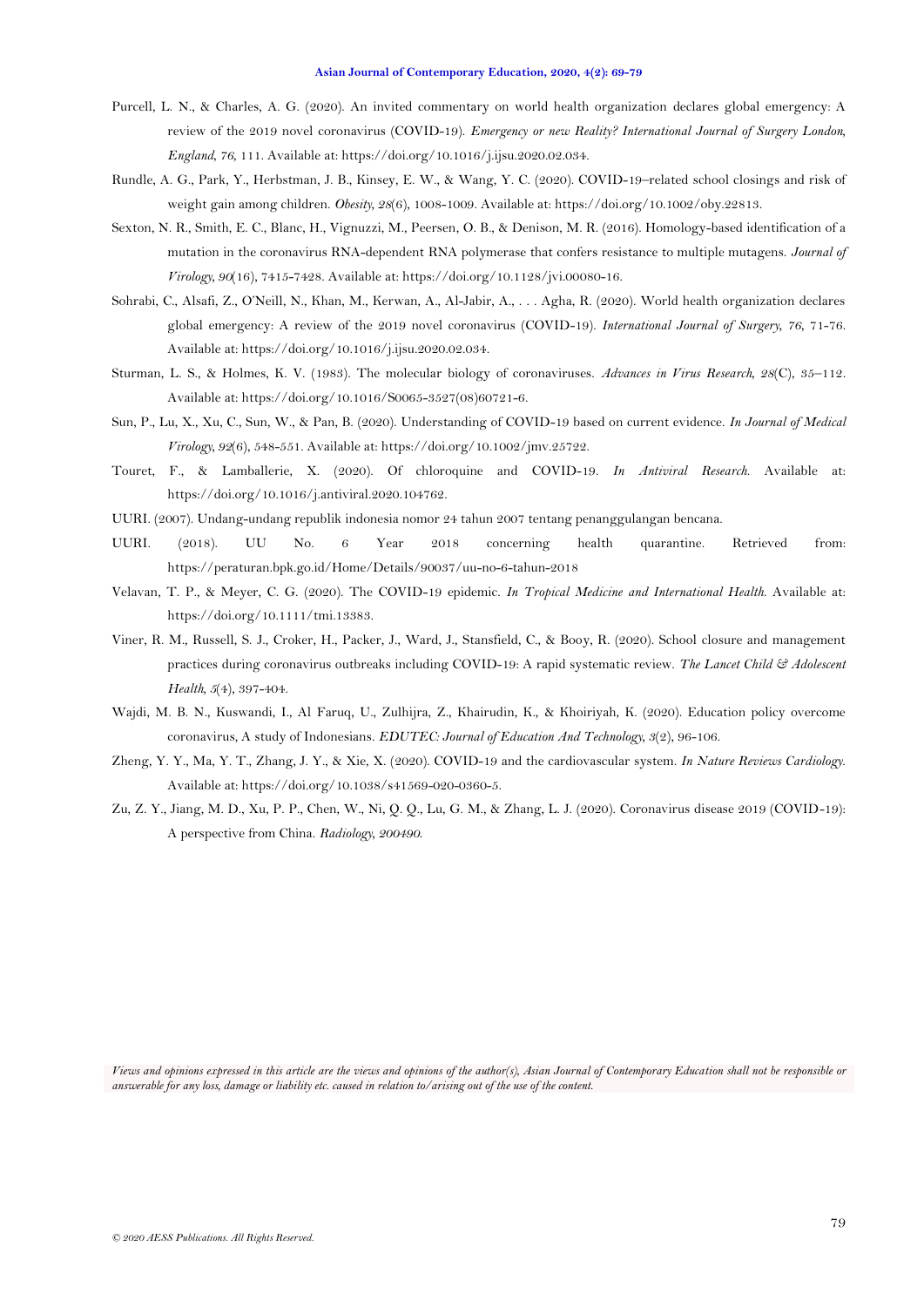Purcell, L. N., & Charles, A. G. (2020). An invited commentary on world health organization declares global emergency: A review of the 2019 novel coronavirus (COVID-19). *Emergency or new Reality? International Journal of Surgery London, England, 76*, 111. Available at: https://doi.org/10.1016/j.ijsu.2020.02.034.

Rundle, A. G., Park, Y., Herbstman, J. B., Kinsey, E. W., & Wang, Y. C. (2020). COVID-19–related school closings and risk of weight gain among children. *Obesity, 28*(6), 1008-1009. Available at: https://doi.org/10.1002/oby.22813.

Sexton, N. R., Smith, E. C., Blanc, H., Vignuzzi, M., Peersen, O. B., & Denison, M. R. (2016). Homology-based identification of a mutation in the coronavirus RNA-dependent RNA polymerase that confers resistance to multiple mutagens. *Journal of Virology, 90*(16), 7415-7428. Available at: https://doi.org/10.1128/jvi.00080-16.

Sohrabi, C., Alsafi, Z., O'Neill, N., Khan, M., Kerwan, A., Al-Jabir, A., . . . Agha, R. (2020). World health organization declares global emergency: A review of the 2019 novel coronavirus (COVID-19). *International Journal of Surgery, 76*, 71-76. Available at: https://doi.org/10.1016/j.ijsu.2020.02.034.

Sturman, L. S., & Holmes, K. V. (1983). The molecular biology of coronaviruses. *Advances in Virus Research, 28*(C), 35–112. Available at: https://doi.org/10.1016/S0065-3527(08)60721-6.

Sun, P., Lu, X., Xu, C., Sun, W., & Pan, B. (2020). Understanding of COVID-19 based on current evidence. *In Journal of Medical Virology, 92*(6), 548-551. Available at: https://doi.org/10.1002/jmv.25722.

Touret, F., & Lamballerie, X. (2020). Of chloroquine and COVID-19. *In Antiviral Research.* Available at: https://doi.org/10.1016/j.antiviral.2020.104762.

UURI. (2007). Undang-undang republik indonesia nomor 24 tahun 2007 tentang penanggulangan bencana.

UURI. (2018). UU No. 6 Year 2018 concerning health quarantine. Retrieved from: https://peraturan.bpk.go.id/Home/Details/90037/uu-no-6-tahun-2018

Velavan, T. P., & Meyer, C. G. (2020). The COVID-19 epidemic. *In Tropical Medicine and International Health.* Available at: https://doi.org/10.1111/tmi.13383.

Viner, R. M., Russell, S. J., Croker, H., Packer, J., Ward, J., Stansfield, C., & Booy, R. (2020). School closure and management practices during coronavirus outbreaks including COVID-19: A rapid systematic review. *The Lancet Child & Adolescent Health, 5*(4), 397-404.

Wajdi, M. B. N., Kuswandi, I., Al Faruq, U., Zulhijra, Z., Khairudin, K., & Khoiriyah, K. (2020). Education policy overcome coronavirus, A study of Indonesians. *EDUTEC: Journal of Education And Technology, 3*(2), 96-106.

Zheng, Y. Y., Ma, Y. T., Zhang, J. Y., & Xie, X. (2020). COVID-19 and the cardiovascular system. *In Nature Reviews Cardiology.* Available at: https://doi.org/10.1038/s41569-020-0360-5.

Zu, Z. Y., Jiang, M. D., Xu, P. P., Chen, W., Ni, Q. Q., Lu, G. M., & Zhang, L. J. (2020). Coronavirus disease 2019 (COVID-19): A perspective from China. *Radiology, 200490.*

*Views and opinions expressed in this article are the views and opinions of the author(s), Asian Journal of Contemporary Education shall not be responsible or answerable for any loss, damage or liability etc. caused in relation to/arising out of the use of the content.*